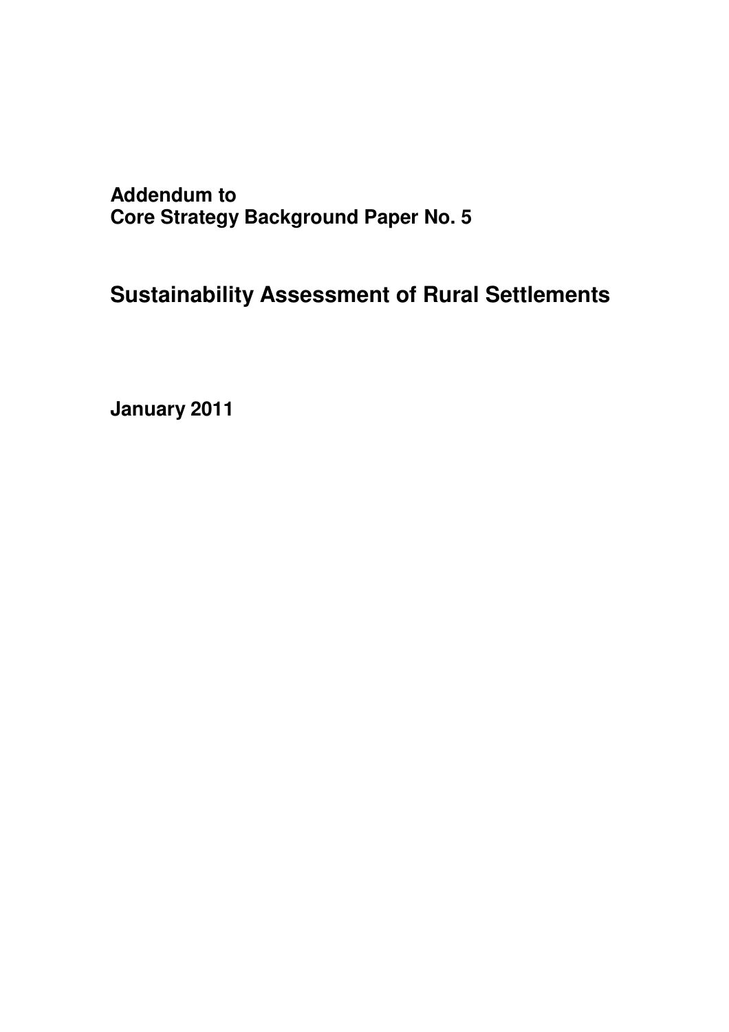**Addendum to**
**Core Strategy Background Paper No. 5**

# Sustainability Assessment of Rural Settlements

**January 2011**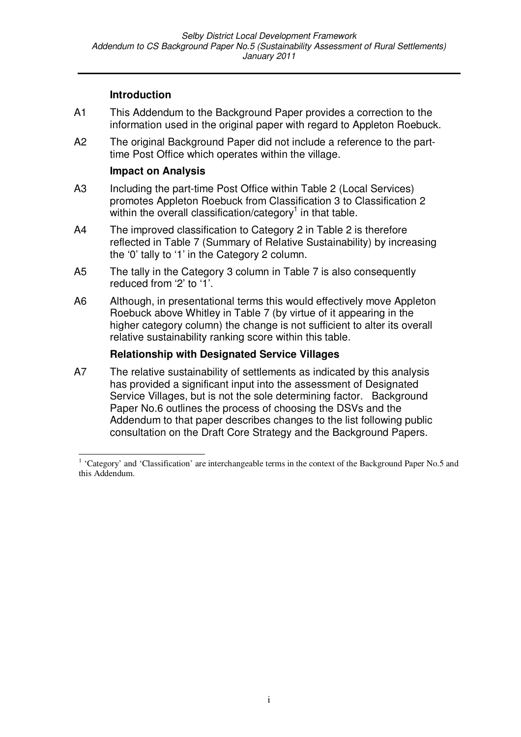### Introduction

A1 This Addendum to the Background Paper provides a correction to the information used in the original paper with regard to Appleton Roebuck.

A2 The original Background Paper did not include a reference to the part-time Post Office which operates within the village.

### Impact on Analysis

A3 Including the part-time Post Office within Table 2 (Local Services) promotes Appleton Roebuck from Classification 3 to Classification 2 within the overall classification/category[1] in that table.

A4 The improved classification to Category 2 in Table 2 is therefore reflected in Table 7 (Summary of Relative Sustainability) by increasing the '0' tally to '1' in the Category 2 column.

A5 The tally in the Category 3 column in Table 7 is also consequently reduced from '2' to '1'.

A6 Although, in presentational terms this would effectively move Appleton Roebuck above Whitley in Table 7 (by virtue of it appearing in the higher category column) the change is not sufficient to alter its overall relative sustainability ranking score within this table.

### Relationship with Designated Service Villages

A7 The relative sustainability of settlements as indicated by this analysis has provided a significant input into the assessment of Designated Service Villages, but is not the sole determining factor. Background Paper No.6 outlines the process of choosing the DSVs and the Addendum to that paper describes changes to the list following public consultation on the Draft Core Strategy and the Background Papers.

[1] 'Category' and 'Classification' are interchangeable terms in the context of the Background Paper No.5 and this Addendum.